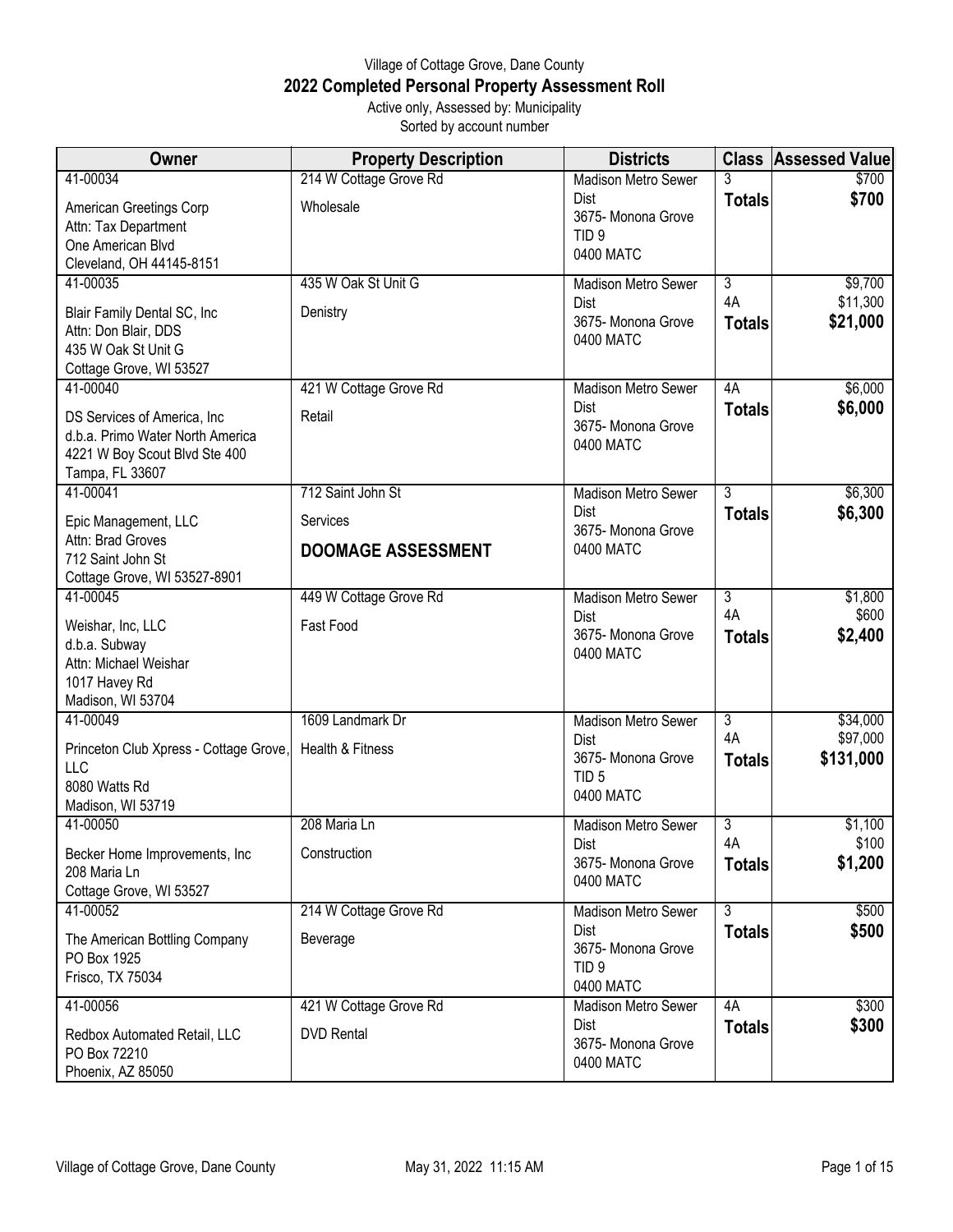# Village of Cottage Grove, Dane County
## 2022 Completed Personal Property Assessment Roll

Active only, Assessed by: Municipality
Sorted by account number

| Owner | Property Description | Districts | Class | Assessed Value |
|---|---|---|---|---|
| 41-00034<br>American Greetings Corp<br>Attn: Tax Department<br>One American Blvd<br>Cleveland, OH 44145-8151 | 214 W Cottage Grove Rd<br>Wholesale | Madison Metro Sewer Dist<br>3675- Monona Grove<br>TID 9<br>0400 MATC | 3<br>**Totals** | $700<br>**$700** |
| 41-00035<br>Blair Family Dental SC, Inc<br>Attn: Don Blair, DDS<br>435 W Oak St Unit G<br>Cottage Grove, WI 53527 | 435 W Oak St Unit G<br>Denistry | Madison Metro Sewer Dist<br>3675- Monona Grove<br>0400 MATC | 3<br>4A<br>**Totals** | $9,700<br>$11,300<br>**$21,000** |
| 41-00040<br>DS Services of America, Inc<br>d.b.a. Primo Water North America<br>4221 W Boy Scout Blvd Ste 400<br>Tampa, FL 33607 | 421 W Cottage Grove Rd<br>Retail | Madison Metro Sewer Dist<br>3675- Monona Grove<br>0400 MATC | 4A<br>**Totals** | $6,000<br>**$6,000** |
| 41-00041<br>Epic Management, LLC<br>Attn: Brad Groves<br>712 Saint John St<br>Cottage Grove, WI 53527-8901 | 712 Saint John St<br>Services<br>**DOOMAGE ASSESSMENT** | Madison Metro Sewer Dist<br>3675- Monona Grove<br>0400 MATC | 3<br>**Totals** | $6,300<br>**$6,300** |
| 41-00045<br>Weishar, Inc, LLC<br>d.b.a. Subway<br>Attn: Michael Weishar<br>1017 Havey Rd<br>Madison, WI 53704 | 449 W Cottage Grove Rd<br>Fast Food | Madison Metro Sewer Dist<br>3675- Monona Grove<br>0400 MATC | 3<br>4A<br>**Totals** | $1,800<br>$600<br>**$2,400** |
| 41-00049<br>Princeton Club Xpress - Cottage Grove, LLC<br>8080 Watts Rd<br>Madison, WI 53719 | 1609 Landmark Dr<br>Health & Fitness | Madison Metro Sewer Dist<br>3675- Monona Grove<br>TID 5<br>0400 MATC | 3<br>4A<br>**Totals** | $34,000<br>$97,000<br>**$131,000** |
| 41-00050<br>Becker Home Improvements, Inc<br>208 Maria Ln<br>Cottage Grove, WI 53527 | 208 Maria Ln<br>Construction | Madison Metro Sewer Dist<br>3675- Monona Grove<br>0400 MATC | 3<br>4A<br>**Totals** | $1,100<br>$100<br>**$1,200** |
| 41-00052<br>The American Bottling Company<br>PO Box 1925<br>Frisco, TX 75034 | 214 W Cottage Grove Rd<br>Beverage | Madison Metro Sewer Dist<br>3675- Monona Grove<br>TID 9<br>0400 MATC | 3<br>**Totals** | $500<br>**$500** |
| 41-00056<br>Redbox Automated Retail, LLC<br>PO Box 72210<br>Phoenix, AZ 85050 | 421 W Cottage Grove Rd<br>DVD Rental | Madison Metro Sewer Dist<br>3675- Monona Grove<br>0400 MATC | 4A<br>**Totals** | $300<br>**$300** |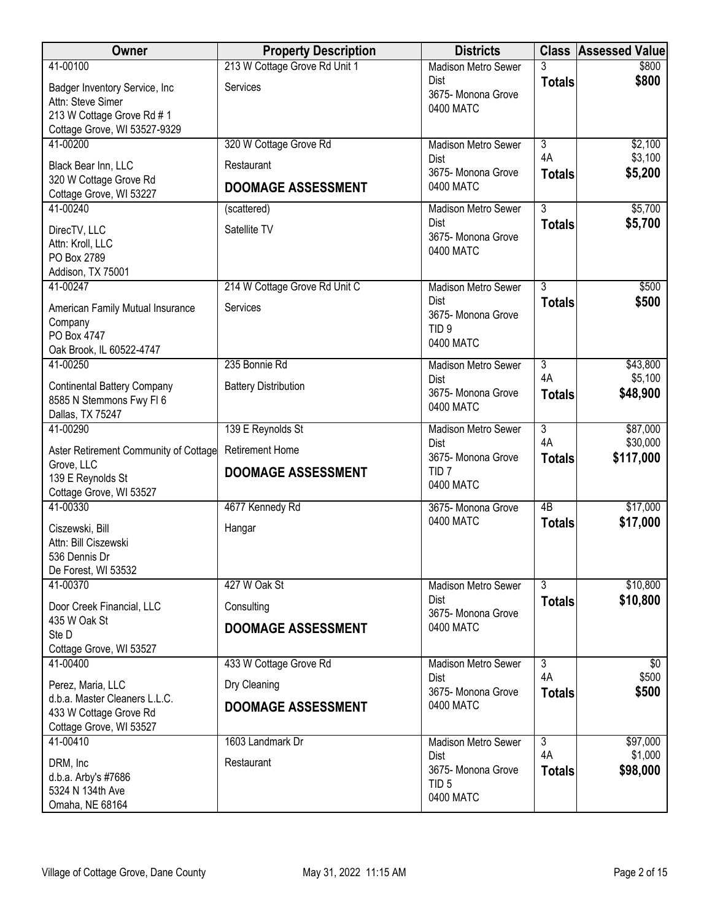| Owner | Property Description | Districts | Class | Assessed Value |
|---|---|---|---|---|
| 41-00100<br>Badger Inventory Service, Inc<br>Attn: Steve Simer<br>213 W Cottage Grove Rd # 1<br>Cottage Grove, WI 53527-9329 | 213 W Cottage Grove Rd Unit 1<br>Services | Madison Metro Sewer Dist<br>3675- Monona Grove<br>0400 MATC | 3<br>**Totals** | $800<br>**$800** |
| 41-00200<br>Black Bear Inn, LLC<br>320 W Cottage Grove Rd<br>Cottage Grove, WI 53227 | 320 W Cottage Grove Rd<br>Restaurant<br>**DOOMAGE ASSESSMENT** | Madison Metro Sewer Dist<br>3675- Monona Grove<br>0400 MATC | 3<br>4A<br>**Totals** | $2,100<br>$3,100<br>**$5,200** |
| 41-00240<br>DirecTV, LLC<br>Attn: Kroll, LLC<br>PO Box 2789<br>Addison, TX 75001 | (scattered)<br>Satellite TV | Madison Metro Sewer Dist<br>3675- Monona Grove<br>0400 MATC | 3<br>**Totals** | $5,700<br>**$5,700** |
| 41-00247<br>American Family Mutual Insurance Company<br>PO Box 4747<br>Oak Brook, IL 60522-4747 | 214 W Cottage Grove Rd Unit C<br>Services | Madison Metro Sewer Dist<br>3675- Monona Grove<br>TID 9<br>0400 MATC | 3<br>**Totals** | $500<br>**$500** |
| 41-00250<br>Continental Battery Company<br>8585 N Stemmons Fwy Fl 6<br>Dallas, TX 75247 | 235 Bonnie Rd<br>Battery Distribution | Madison Metro Sewer Dist<br>3675- Monona Grove<br>0400 MATC | 3<br>4A<br>**Totals** | $43,800<br>$5,100<br>**$48,900** |
| 41-00290<br>Aster Retirement Community of Cottage Grove, LLC<br>139 E Reynolds St<br>Cottage Grove, WI 53527 | 139 E Reynolds St<br>Retirement Home<br>**DOOMAGE ASSESSMENT** | Madison Metro Sewer Dist<br>3675- Monona Grove<br>TID 7<br>0400 MATC | 3<br>4A<br>**Totals** | $87,000<br>$30,000<br>**$117,000** |
| 41-00330<br>Ciszewski, Bill<br>Attn: Bill Ciszewski<br>536 Dennis Dr<br>De Forest, WI 53532 | 4677 Kennedy Rd<br>Hangar | 3675- Monona Grove<br>0400 MATC | 4B<br>**Totals** | $17,000<br>**$17,000** |
| 41-00370<br>Door Creek Financial, LLC<br>435 W Oak St<br>Ste D<br>Cottage Grove, WI 53527 | 427 W Oak St<br>Consulting<br>**DOOMAGE ASSESSMENT** | Madison Metro Sewer Dist<br>3675- Monona Grove<br>0400 MATC | 3<br>**Totals** | $10,800<br>**$10,800** |
| 41-00400<br>Perez, Maria, LLC<br>d.b.a. Master Cleaners L.L.C.<br>433 W Cottage Grove Rd<br>Cottage Grove, WI 53527 | 433 W Cottage Grove Rd<br>Dry Cleaning<br>**DOOMAGE ASSESSMENT** | Madison Metro Sewer Dist<br>3675- Monona Grove<br>0400 MATC | 3<br>4A<br>**Totals** | $0<br>$500<br>**$500** |
| 41-00410<br>DRM, Inc<br>d.b.a. Arby's #7686<br>5324 N 134th Ave<br>Omaha, NE 68164 | 1603 Landmark Dr<br>Restaurant | Madison Metro Sewer Dist<br>3675- Monona Grove<br>TID 5<br>0400 MATC | 3<br>4A<br>**Totals** | $97,000<br>$1,000<br>**$98,000** |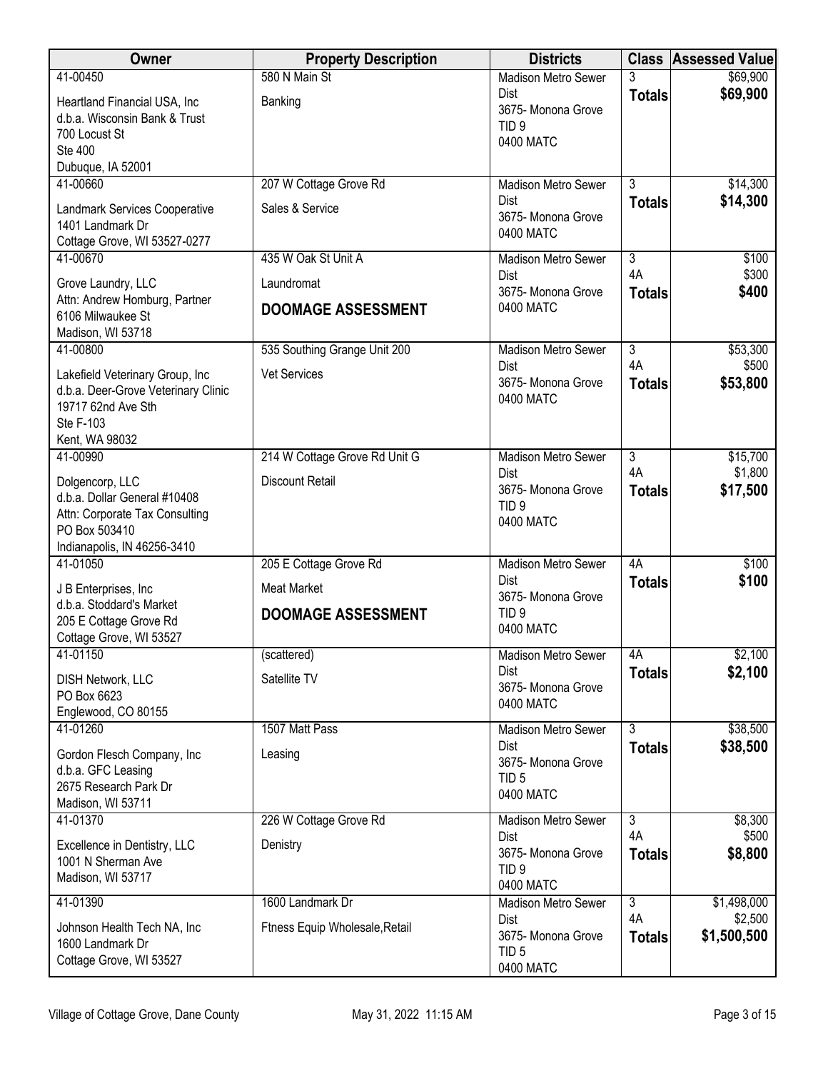| Owner | Property Description | Districts | Class | Assessed Value |
|---|---|---|---|---|
| 41-00450<br>Heartland Financial USA, Inc<br>d.b.a. Wisconsin Bank & Trust<br>700 Locust St<br>Ste 400<br>Dubuque, IA 52001 | 580 N Main St<br>Banking | Madison Metro Sewer Dist<br>3675- Monona Grove<br>TID 9<br>0400 MATC | 3<br>**Totals** | $69,900<br>**$69,900** |
| 41-00660<br>Landmark Services Cooperative<br>1401 Landmark Dr<br>Cottage Grove, WI 53527-0277 | 207 W Cottage Grove Rd<br>Sales & Service | Madison Metro Sewer Dist<br>3675- Monona Grove<br>0400 MATC | 3<br>**Totals** | $14,300<br>**$14,300** |
| 41-00670<br>Grove Laundry, LLC<br>Attn: Andrew Homburg, Partner<br>6106 Milwaukee St<br>Madison, WI 53718 | 435 W Oak St Unit A<br>Laundromat<br>**DOOMAGE ASSESSMENT** | Madison Metro Sewer Dist<br>3675- Monona Grove<br>0400 MATC | 3<br>4A<br>**Totals** | $100<br>$300<br>**$400** |
| 41-00800<br>Lakefield Veterinary Group, Inc<br>d.b.a. Deer-Grove Veterinary Clinic<br>19717 62nd Ave Sth<br>Ste F-103<br>Kent, WA 98032 | 535 Southing Grange Unit 200<br>Vet Services | Madison Metro Sewer Dist<br>3675- Monona Grove<br>0400 MATC | 3<br>4A<br>**Totals** | $53,300<br>$500<br>**$53,800** |
| 41-00990<br>Dolgencorp, LLC<br>d.b.a. Dollar General #10408<br>Attn: Corporate Tax Consulting<br>PO Box 503410<br>Indianapolis, IN 46256-3410 | 214 W Cottage Grove Rd Unit G<br>Discount Retail | Madison Metro Sewer Dist<br>3675- Monona Grove<br>TID 9<br>0400 MATC | 3<br>4A<br>**Totals** | $15,700<br>$1,800<br>**$17,500** |
| 41-01050<br>J B Enterprises, Inc<br>d.b.a. Stoddard's Market<br>205 E Cottage Grove Rd<br>Cottage Grove, WI 53527 | 205 E Cottage Grove Rd<br>Meat Market<br>**DOOMAGE ASSESSMENT** | Madison Metro Sewer Dist<br>3675- Monona Grove<br>TID 9<br>0400 MATC | 4A<br>**Totals** | $100<br>**$100** |
| 41-01150<br>DISH Network, LLC<br>PO Box 6623<br>Englewood, CO 80155 | (scattered)<br>Satellite TV | Madison Metro Sewer Dist<br>3675- Monona Grove<br>0400 MATC | 4A<br>**Totals** | $2,100<br>**$2,100** |
| 41-01260<br>Gordon Flesch Company, Inc<br>d.b.a. GFC Leasing<br>2675 Research Park Dr<br>Madison, WI 53711 | 1507 Matt Pass<br>Leasing | Madison Metro Sewer Dist<br>3675- Monona Grove<br>TID 5<br>0400 MATC | 3<br>**Totals** | $38,500<br>**$38,500** |
| 41-01370<br>Excellence in Dentistry, LLC<br>1001 N Sherman Ave<br>Madison, WI 53717 | 226 W Cottage Grove Rd<br>Denistry | Madison Metro Sewer Dist<br>3675- Monona Grove<br>TID 9<br>0400 MATC | 3<br>4A<br>**Totals** | $8,300<br>$500<br>**$8,800** |
| 41-01390<br>Johnson Health Tech NA, Inc<br>1600 Landmark Dr<br>Cottage Grove, WI 53527 | 1600 Landmark Dr<br>Ftness Equip Wholesale,Retail | Madison Metro Sewer Dist<br>3675- Monona Grove<br>TID 5<br>0400 MATC | 3<br>4A<br>**Totals** | $1,498,000<br>$2,500<br>**$1,500,500** |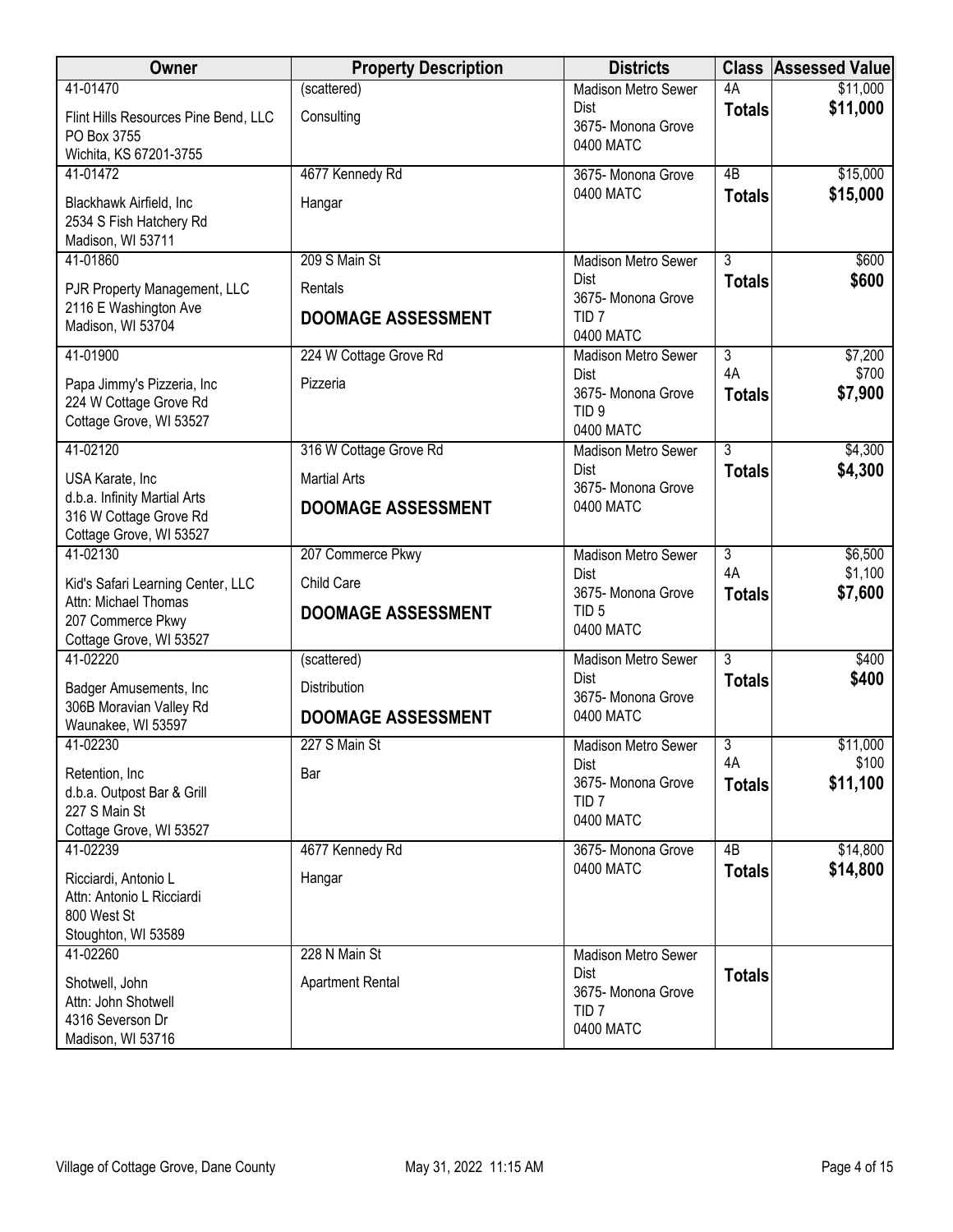| Owner | Property Description | Districts | Class | Assessed Value |
|---|---|---|---|---|
| 41-01470<br>Flint Hills Resources Pine Bend, LLC<br>PO Box 3755<br>Wichita, KS 67201-3755 | (scattered)<br>Consulting | Madison Metro Sewer Dist<br>3675- Monona Grove<br>0400 MATC | 4A<br>**Totals** | $11,000<br>**$11,000** |
| 41-01472<br>Blackhawk Airfield, Inc<br>2534 S Fish Hatchery Rd<br>Madison, WI 53711 | 4677 Kennedy Rd<br>Hangar | 3675- Monona Grove<br>0400 MATC | 4B<br>**Totals** | $15,000<br>**$15,000** |
| 41-01860<br>PJR Property Management, LLC<br>2116 E Washington Ave<br>Madison, WI 53704 | 209 S Main St<br>Rentals<br>**DOOMAGE ASSESSMENT** | Madison Metro Sewer Dist<br>3675- Monona Grove<br>TID 7<br>0400 MATC | 3<br>**Totals** | $600<br>**$600** |
| 41-01900<br>Papa Jimmy's Pizzeria, Inc<br>224 W Cottage Grove Rd<br>Cottage Grove, WI 53527 | 224 W Cottage Grove Rd<br>Pizzeria | Madison Metro Sewer Dist<br>3675- Monona Grove<br>TID 9<br>0400 MATC | 3<br>4A<br>**Totals** | $7,200<br>$700<br>**$7,900** |
| 41-02120<br>USA Karate, Inc<br>d.b.a. Infinity Martial Arts<br>316 W Cottage Grove Rd<br>Cottage Grove, WI 53527 | 316 W Cottage Grove Rd<br>Martial Arts<br>**DOOMAGE ASSESSMENT** | Madison Metro Sewer Dist<br>3675- Monona Grove<br>0400 MATC | 3<br>**Totals** | $4,300<br>**$4,300** |
| 41-02130<br>Kid's Safari Learning Center, LLC<br>Attn: Michael Thomas<br>207 Commerce Pkwy<br>Cottage Grove, WI 53527 | 207 Commerce Pkwy<br>Child Care<br>**DOOMAGE ASSESSMENT** | Madison Metro Sewer Dist<br>3675- Monona Grove<br>TID 5<br>0400 MATC | 3<br>4A<br>**Totals** | $6,500<br>$1,100<br>**$7,600** |
| 41-02220<br>Badger Amusements, Inc<br>306B Moravian Valley Rd<br>Waunakee, WI 53597 | (scattered)<br>Distribution<br>**DOOMAGE ASSESSMENT** | Madison Metro Sewer Dist<br>3675- Monona Grove<br>0400 MATC | 3<br>**Totals** | $400<br>**$400** |
| 41-02230<br>Retention, Inc<br>d.b.a. Outpost Bar & Grill<br>227 S Main St<br>Cottage Grove, WI 53527 | 227 S Main St<br>Bar | Madison Metro Sewer Dist<br>3675- Monona Grove<br>TID 7<br>0400 MATC | 3<br>4A<br>**Totals** | $11,000<br>$100<br>**$11,100** |
| 41-02239<br>Ricciardi, Antonio L<br>Attn: Antonio L Ricciardi<br>800 West St<br>Stoughton, WI 53589 | 4677 Kennedy Rd<br>Hangar | 3675- Monona Grove<br>0400 MATC | 4B<br>**Totals** | $14,800<br>**$14,800** |
| 41-02260<br>Shotwell, John<br>Attn: John Shotwell<br>4316 Severson Dr<br>Madison, WI 53716 | 228 N Main St<br>Apartment Rental | Madison Metro Sewer Dist<br>3675- Monona Grove<br>TID 7<br>0400 MATC | **Totals** | |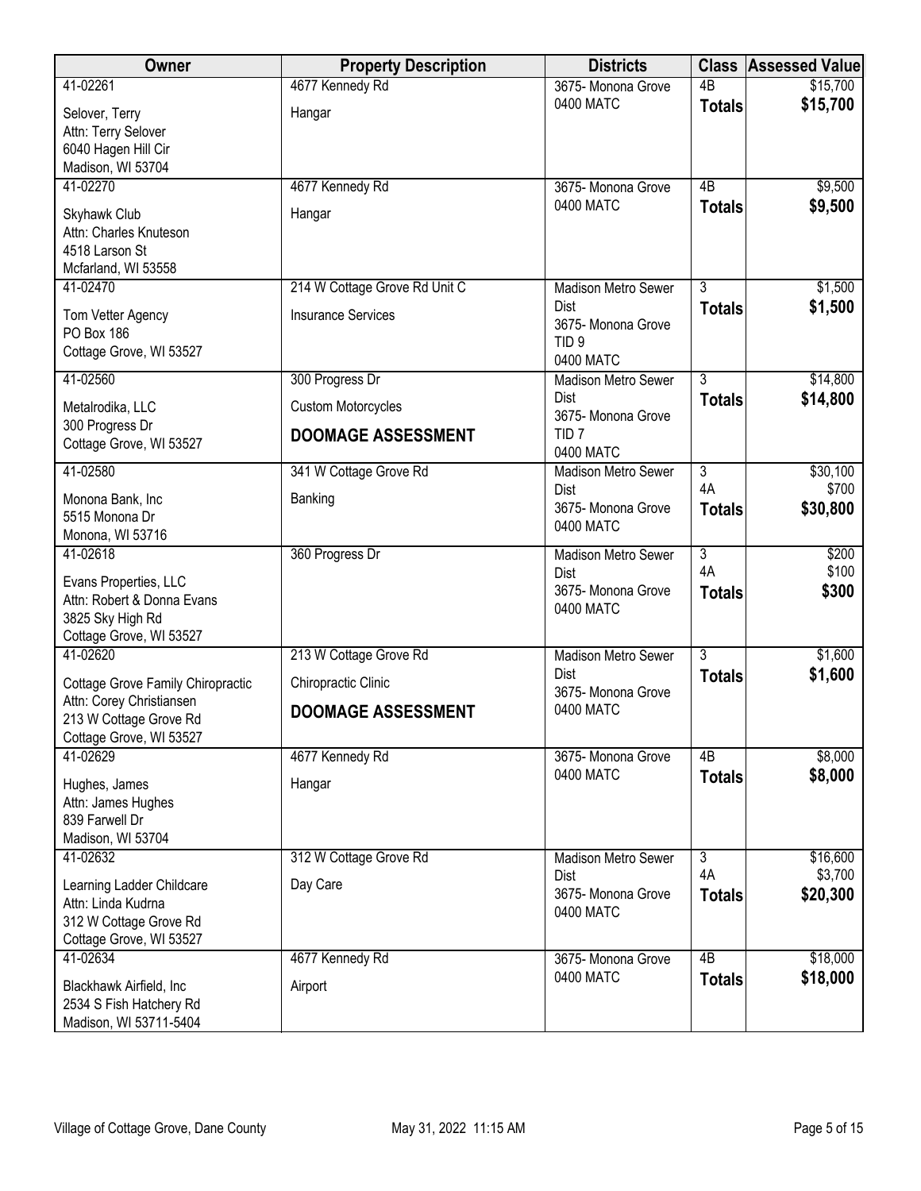| Owner | Property Description | Districts | Class | Assessed Value |
|---|---|---|---|---|
| 41-02261<br>Selover, Terry<br>Attn: Terry Selover<br>6040 Hagen Hill Cir<br>Madison, WI 53704 | 4677 Kennedy Rd<br>Hangar | 3675- Monona Grove<br>0400 MATC | 4B<br>**Totals** | $15,700<br>**$15,700** |
| 41-02270<br>Skyhawk Club<br>Attn: Charles Knuteson<br>4518 Larson St<br>Mcfarland, WI 53558 | 4677 Kennedy Rd<br>Hangar | 3675- Monona Grove<br>0400 MATC | 4B<br>**Totals** | $9,500<br>**$9,500** |
| 41-02470<br>Tom Vetter Agency<br>PO Box 186<br>Cottage Grove, WI 53527 | 214 W Cottage Grove Rd Unit C<br>Insurance Services | Madison Metro Sewer Dist<br>3675- Monona Grove<br>TID 9<br>0400 MATC | 3<br>**Totals** | $1,500<br>**$1,500** |
| 41-02560<br>Metalrodika, LLC<br>300 Progress Dr<br>Cottage Grove, WI 53527 | 300 Progress Dr<br>Custom Motorcycles<br>**DOOMAGE ASSESSMENT** | Madison Metro Sewer Dist<br>3675- Monona Grove<br>TID 7<br>0400 MATC | 3<br>**Totals** | $14,800<br>**$14,800** |
| 41-02580<br>Monona Bank, Inc<br>5515 Monona Dr<br>Monona, WI 53716 | 341 W Cottage Grove Rd<br>Banking | Madison Metro Sewer Dist<br>3675- Monona Grove<br>0400 MATC | 3<br>4A<br>**Totals** | $30,100<br>$700<br>**$30,800** |
| 41-02618<br>Evans Properties, LLC<br>Attn: Robert & Donna Evans<br>3825 Sky High Rd<br>Cottage Grove, WI 53527 | 360 Progress Dr | Madison Metro Sewer Dist<br>3675- Monona Grove<br>0400 MATC | 3<br>4A<br>**Totals** | $200<br>$100<br>**$300** |
| 41-02620<br>Cottage Grove Family Chiropractic<br>Attn: Corey Christiansen<br>213 W Cottage Grove Rd<br>Cottage Grove, WI 53527 | 213 W Cottage Grove Rd<br>Chiropractic Clinic<br>**DOOMAGE ASSESSMENT** | Madison Metro Sewer Dist<br>3675- Monona Grove<br>0400 MATC | 3<br>**Totals** | $1,600<br>**$1,600** |
| 41-02629<br>Hughes, James<br>Attn: James Hughes<br>839 Farwell Dr<br>Madison, WI 53704 | 4677 Kennedy Rd<br>Hangar | 3675- Monona Grove<br>0400 MATC | 4B<br>**Totals** | $8,000<br>**$8,000** |
| 41-02632<br>Learning Ladder Childcare<br>Attn: Linda Kudrna<br>312 W Cottage Grove Rd<br>Cottage Grove, WI 53527 | 312 W Cottage Grove Rd<br>Day Care | Madison Metro Sewer Dist<br>3675- Monona Grove<br>0400 MATC | 3<br>4A<br>**Totals** | $16,600<br>$3,700<br>**$20,300** |
| 41-02634<br>Blackhawk Airfield, Inc<br>2534 S Fish Hatchery Rd<br>Madison, WI 53711-5404 | 4677 Kennedy Rd<br>Airport | 3675- Monona Grove<br>0400 MATC | 4B<br>**Totals** | $18,000<br>**$18,000** |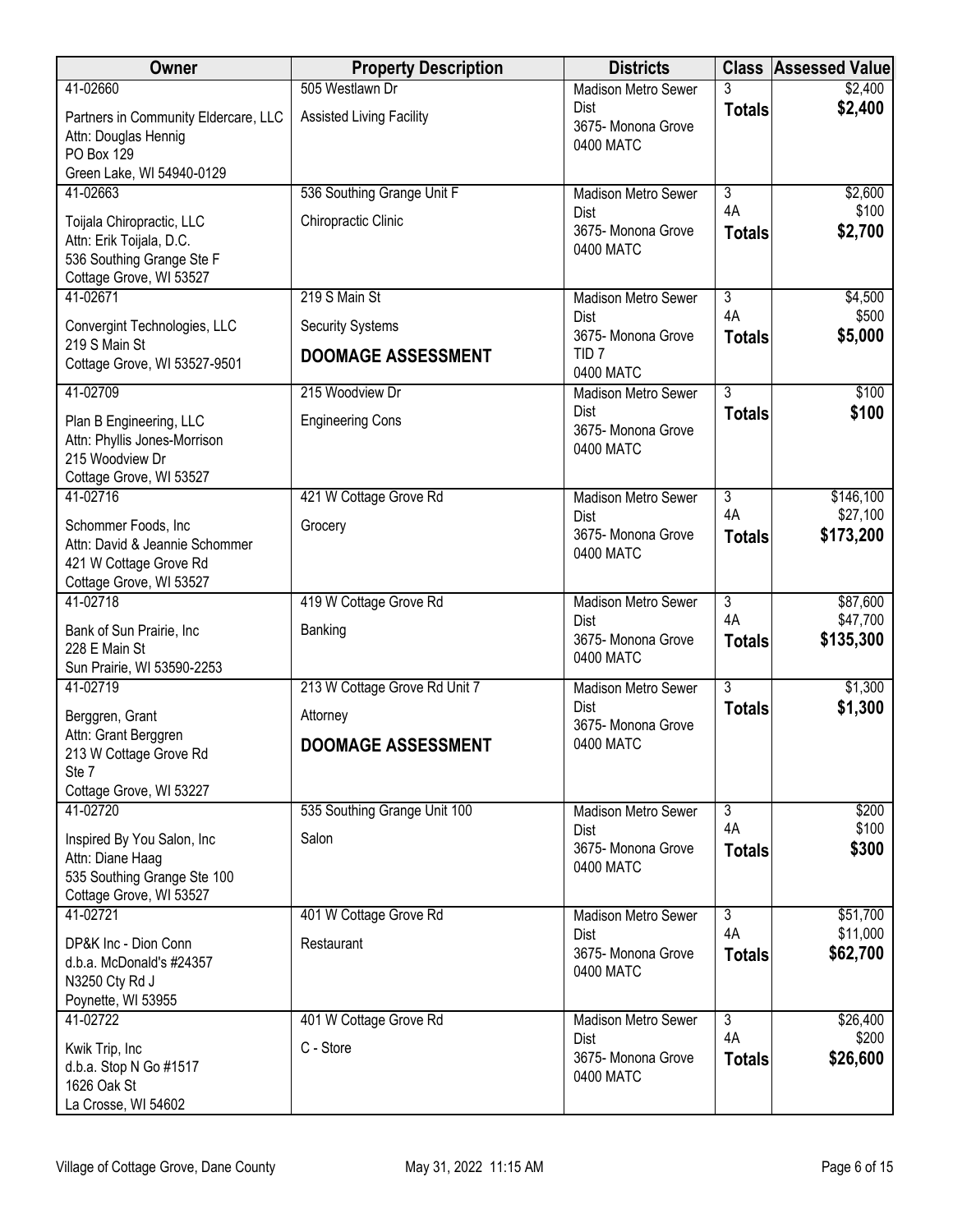| Owner | Property Description | Districts | Class | Assessed Value |
|---|---|---|---|---|
| 41-02660<br>Partners in Community Eldercare, LLC<br>Attn: Douglas Hennig<br>PO Box 129<br>Green Lake, WI 54940-0129 | 505 Westlawn Dr<br>Assisted Living Facility | Madison Metro Sewer Dist<br>3675- Monona Grove<br>0400 MATC | 3<br>**Totals** | $2,400<br>**$2,400** |
| 41-02663<br>Toijala Chiropractic, LLC<br>Attn: Erik Toijala, D.C.<br>536 Southing Grange Ste F<br>Cottage Grove, WI 53527 | 536 Southing Grange Unit F<br>Chiropractic Clinic | Madison Metro Sewer Dist<br>3675- Monona Grove<br>0400 MATC | 3<br>4A<br>**Totals** | $2,600<br>$100<br>**$2,700** |
| 41-02671<br>Convergint Technologies, LLC<br>219 S Main St<br>Cottage Grove, WI 53527-9501 | 219 S Main St<br>Security Systems<br>**DOOMAGE ASSESSMENT** | Madison Metro Sewer Dist<br>3675- Monona Grove<br>TID 7<br>0400 MATC | 3<br>4A<br>**Totals** | $4,500<br>$500<br>**$5,000** |
| 41-02709<br>Plan B Engineering, LLC<br>Attn: Phyllis Jones-Morrison<br>215 Woodview Dr<br>Cottage Grove, WI 53527 | 215 Woodview Dr<br>Engineering Cons | Madison Metro Sewer Dist<br>3675- Monona Grove<br>0400 MATC | 3<br>**Totals** | $100<br>**$100** |
| 41-02716<br>Schommer Foods, Inc<br>Attn: David & Jeannie Schommer<br>421 W Cottage Grove Rd<br>Cottage Grove, WI 53527 | 421 W Cottage Grove Rd<br>Grocery | Madison Metro Sewer Dist<br>3675- Monona Grove<br>0400 MATC | 3<br>4A<br>**Totals** | $146,100<br>$27,100<br>**$173,200** |
| 41-02718<br>Bank of Sun Prairie, Inc<br>228 E Main St<br>Sun Prairie, WI 53590-2253 | 419 W Cottage Grove Rd<br>Banking | Madison Metro Sewer Dist<br>3675- Monona Grove<br>0400 MATC | 3<br>4A<br>**Totals** | $87,600<br>$47,700<br>**$135,300** |
| 41-02719<br>Berggren, Grant<br>Attn: Grant Berggren<br>213 W Cottage Grove Rd<br>Ste 7<br>Cottage Grove, WI 53227 | 213 W Cottage Grove Rd Unit 7<br>Attorney<br>**DOOMAGE ASSESSMENT** | Madison Metro Sewer Dist<br>3675- Monona Grove<br>0400 MATC | 3<br>**Totals** | $1,300<br>**$1,300** |
| 41-02720<br>Inspired By You Salon, Inc<br>Attn: Diane Haag<br>535 Southing Grange Ste 100<br>Cottage Grove, WI 53527 | 535 Southing Grange Unit 100<br>Salon | Madison Metro Sewer Dist<br>3675- Monona Grove<br>0400 MATC | 3<br>4A<br>**Totals** | $200<br>$100<br>**$300** |
| 41-02721<br>DP&K Inc - Dion Conn<br>d.b.a. McDonald's #24357<br>N3250 Cty Rd J<br>Poynette, WI 53955 | 401 W Cottage Grove Rd<br>Restaurant | Madison Metro Sewer Dist<br>3675- Monona Grove<br>0400 MATC | 3<br>4A<br>**Totals** | $51,700<br>$11,000<br>**$62,700** |
| 41-02722<br>Kwik Trip, Inc<br>d.b.a. Stop N Go #1517<br>1626 Oak St<br>La Crosse, WI 54602 | 401 W Cottage Grove Rd<br>C - Store | Madison Metro Sewer Dist<br>3675- Monona Grove<br>0400 MATC | 3<br>4A<br>**Totals** | $26,400<br>$200<br>**$26,600** |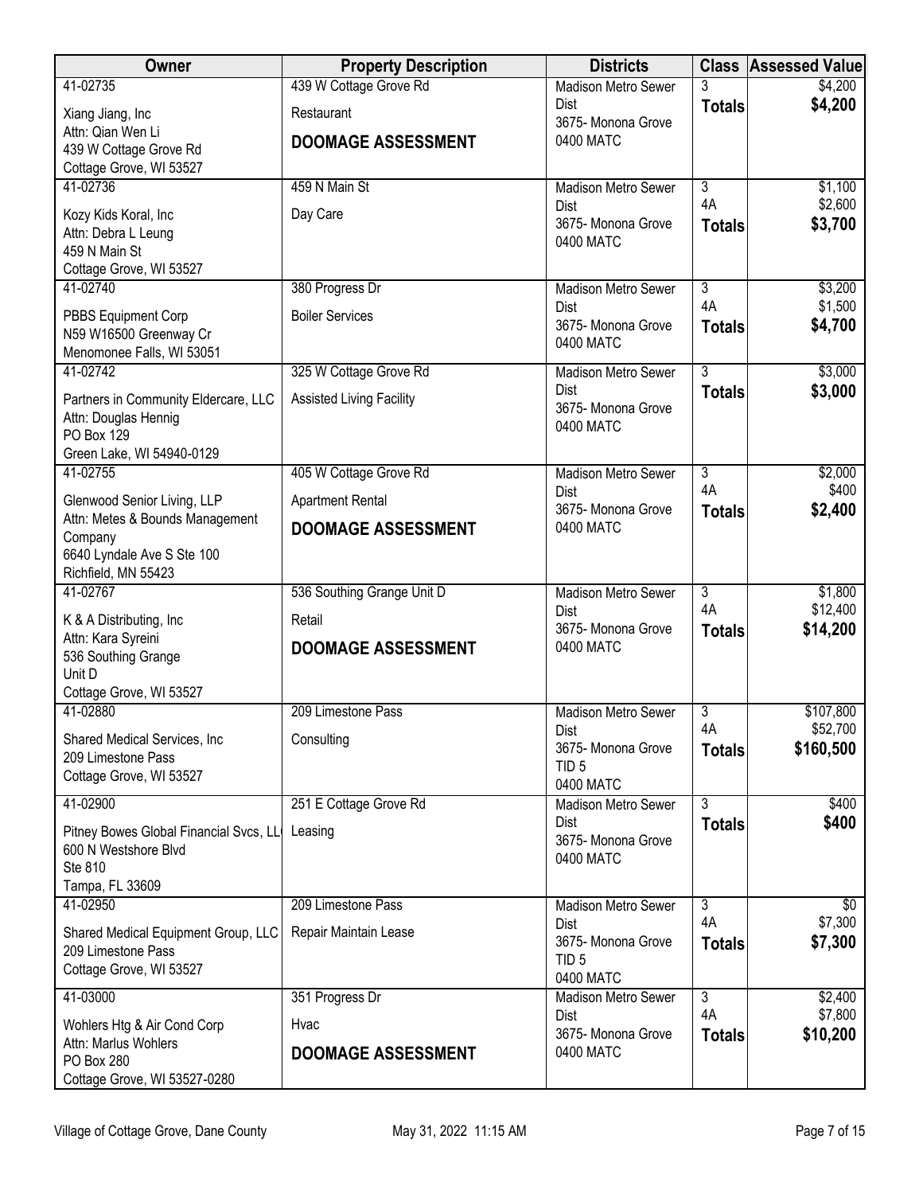| Owner | Property Description | Districts | Class | Assessed Value |
|---|---|---|---|---|
| 41-02735<br>Xiang Jiang, Inc<br>Attn: Qian Wen Li<br>439 W Cottage Grove Rd<br>Cottage Grove, WI 53527 | 439 W Cottage Grove Rd<br>Restaurant<br>**DOOMAGE ASSESSMENT** | Madison Metro Sewer Dist<br>3675- Monona Grove<br>0400 MATC | 3<br>**Totals** | $4,200<br>**$4,200** |
| 41-02736<br>Kozy Kids Koral, Inc<br>Attn: Debra L Leung<br>459 N Main St<br>Cottage Grove, WI 53527 | 459 N Main St<br>Day Care | Madison Metro Sewer Dist<br>3675- Monona Grove<br>0400 MATC | 3<br>4A<br>**Totals** | $1,100<br>$2,600<br>**$3,700** |
| 41-02740<br>PBBS Equipment Corp<br>N59 W16500 Greenway Cr<br>Menomonee Falls, WI 53051 | 380 Progress Dr<br>Boiler Services | Madison Metro Sewer Dist<br>3675- Monona Grove<br>0400 MATC | 3<br>4A<br>**Totals** | $3,200<br>$1,500<br>**$4,700** |
| 41-02742<br>Partners in Community Eldercare, LLC<br>Attn: Douglas Hennig<br>PO Box 129<br>Green Lake, WI 54940-0129 | 325 W Cottage Grove Rd<br>Assisted Living Facility | Madison Metro Sewer Dist<br>3675- Monona Grove<br>0400 MATC | 3<br>**Totals** | $3,000<br>**$3,000** |
| 41-02755<br>Glenwood Senior Living, LLP<br>Attn: Metes & Bounds Management Company<br>6640 Lyndale Ave S Ste 100<br>Richfield, MN 55423 | 405 W Cottage Grove Rd<br>Apartment Rental<br>**DOOMAGE ASSESSMENT** | Madison Metro Sewer Dist<br>3675- Monona Grove<br>0400 MATC | 3<br>4A<br>**Totals** | $2,000<br>$400<br>**$2,400** |
| 41-02767<br>K & A Distributing, Inc<br>Attn: Kara Syreini<br>536 Southing Grange<br>Unit D<br>Cottage Grove, WI 53527 | 536 Southing Grange Unit D<br>Retail<br>**DOOMAGE ASSESSMENT** | Madison Metro Sewer Dist<br>3675- Monona Grove<br>0400 MATC | 3<br>4A<br>**Totals** | $1,800<br>$12,400<br>**$14,200** |
| 41-02880<br>Shared Medical Services, Inc<br>209 Limestone Pass<br>Cottage Grove, WI 53527 | 209 Limestone Pass<br>Consulting | Madison Metro Sewer Dist<br>3675- Monona Grove<br>TID 5<br>0400 MATC | 3<br>4A<br>**Totals** | $107,800<br>$52,700<br>**$160,500** |
| 41-02900<br>Pitney Bowes Global Financial Svcs, LL<br>600 N Westshore Blvd<br>Ste 810<br>Tampa, FL 33609 | 251 E Cottage Grove Rd<br>Leasing | Madison Metro Sewer Dist<br>3675- Monona Grove<br>0400 MATC | 3<br>**Totals** | $400<br>**$400** |
| 41-02950<br>Shared Medical Equipment Group, LLC<br>209 Limestone Pass<br>Cottage Grove, WI 53527 | 209 Limestone Pass<br>Repair Maintain Lease | Madison Metro Sewer Dist<br>3675- Monona Grove<br>TID 5<br>0400 MATC | 3<br>4A<br>**Totals** | $0<br>$7,300<br>**$7,300** |
| 41-03000<br>Wohlers Htg & Air Cond Corp<br>Attn: Marlus Wohlers<br>PO Box 280<br>Cottage Grove, WI 53527-0280 | 351 Progress Dr<br>Hvac<br>**DOOMAGE ASSESSMENT** | Madison Metro Sewer Dist<br>3675- Monona Grove<br>0400 MATC | 3<br>4A<br>**Totals** | $2,400<br>$7,800<br>**$10,200** |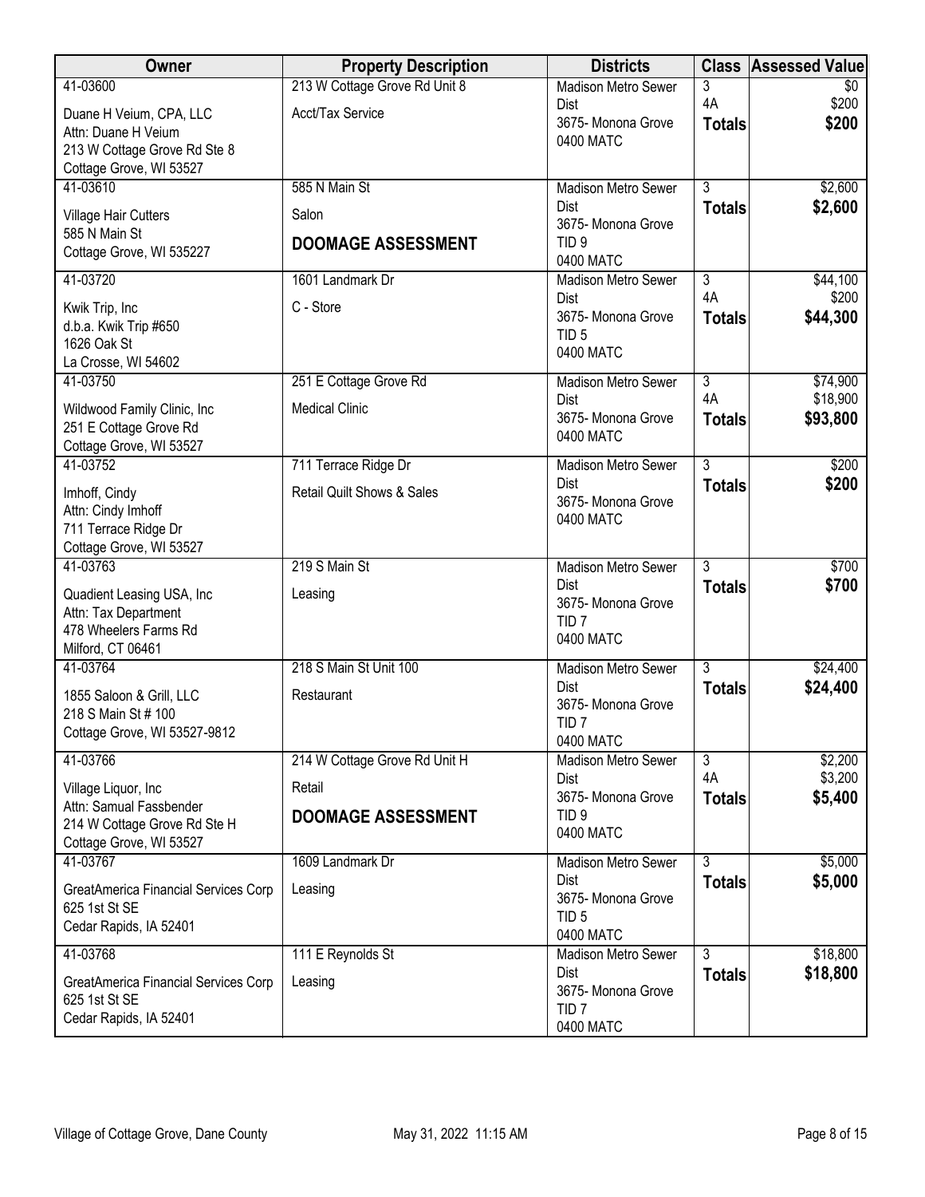| Owner | Property Description | Districts | Class | Assessed Value |
|---|---|---|---|---|
| 41-03600<br>Duane H Veium, CPA, LLC<br>Attn: Duane H Veium<br>213 W Cottage Grove Rd Ste 8<br>Cottage Grove, WI 53527 | 213 W Cottage Grove Rd Unit 8<br>Acct/Tax Service | Madison Metro Sewer Dist<br>3675- Monona Grove<br>0400 MATC | 3<br>4A<br>**Totals** | $0<br>$200<br>**$200** |
| 41-03610<br>Village Hair Cutters<br>585 N Main St<br>Cottage Grove, WI 535227 | 585 N Main St<br>Salon<br>**DOOMAGE ASSESSMENT** | Madison Metro Sewer Dist<br>3675- Monona Grove<br>TID 9<br>0400 MATC | 3<br>**Totals** | $2,600<br>**$2,600** |
| 41-03720<br>Kwik Trip, Inc<br>d.b.a. Kwik Trip #650<br>1626 Oak St<br>La Crosse, WI 54602 | 1601 Landmark Dr<br>C - Store | Madison Metro Sewer Dist<br>3675- Monona Grove<br>TID 5<br>0400 MATC | 3<br>4A<br>**Totals** | $44,100<br>$200<br>**$44,300** |
| 41-03750<br>Wildwood Family Clinic, Inc<br>251 E Cottage Grove Rd<br>Cottage Grove, WI 53527 | 251 E Cottage Grove Rd<br>Medical Clinic | Madison Metro Sewer Dist<br>3675- Monona Grove<br>0400 MATC | 3<br>4A<br>**Totals** | $74,900<br>$18,900<br>**$93,800** |
| 41-03752<br>Imhoff, Cindy<br>Attn: Cindy Imhoff<br>711 Terrace Ridge Dr<br>Cottage Grove, WI 53527 | 711 Terrace Ridge Dr<br>Retail Quilt Shows & Sales | Madison Metro Sewer Dist<br>3675- Monona Grove<br>0400 MATC | 3<br>**Totals** | $200<br>**$200** |
| 41-03763<br>Quadient Leasing USA, Inc<br>Attn: Tax Department<br>478 Wheelers Farms Rd<br>Milford, CT 06461 | 219 S Main St<br>Leasing | Madison Metro Sewer Dist<br>3675- Monona Grove<br>TID 7<br>0400 MATC | 3<br>**Totals** | $700<br>**$700** |
| 41-03764<br>1855 Saloon & Grill, LLC<br>218 S Main St # 100<br>Cottage Grove, WI 53527-9812 | 218 S Main St Unit 100<br>Restaurant | Madison Metro Sewer Dist<br>3675- Monona Grove<br>TID 7<br>0400 MATC | 3<br>**Totals** | $24,400<br>**$24,400** |
| 41-03766<br>Village Liquor, Inc<br>Attn: Samual Fassbender<br>214 W Cottage Grove Rd Ste H<br>Cottage Grove, WI 53527 | 214 W Cottage Grove Rd Unit H<br>Retail<br>**DOOMAGE ASSESSMENT** | Madison Metro Sewer Dist<br>3675- Monona Grove<br>TID 9<br>0400 MATC | 3<br>4A<br>**Totals** | $2,200<br>$3,200<br>**$5,400** |
| 41-03767<br>GreatAmerica Financial Services Corp<br>625 1st St SE<br>Cedar Rapids, IA 52401 | 1609 Landmark Dr<br>Leasing | Madison Metro Sewer Dist<br>3675- Monona Grove<br>TID 5<br>0400 MATC | 3<br>**Totals** | $5,000<br>**$5,000** |
| 41-03768<br>GreatAmerica Financial Services Corp<br>625 1st St SE<br>Cedar Rapids, IA 52401 | 111 E Reynolds St<br>Leasing | Madison Metro Sewer Dist<br>3675- Monona Grove<br>TID 7<br>0400 MATC | 3<br>**Totals** | $18,800<br>**$18,800** |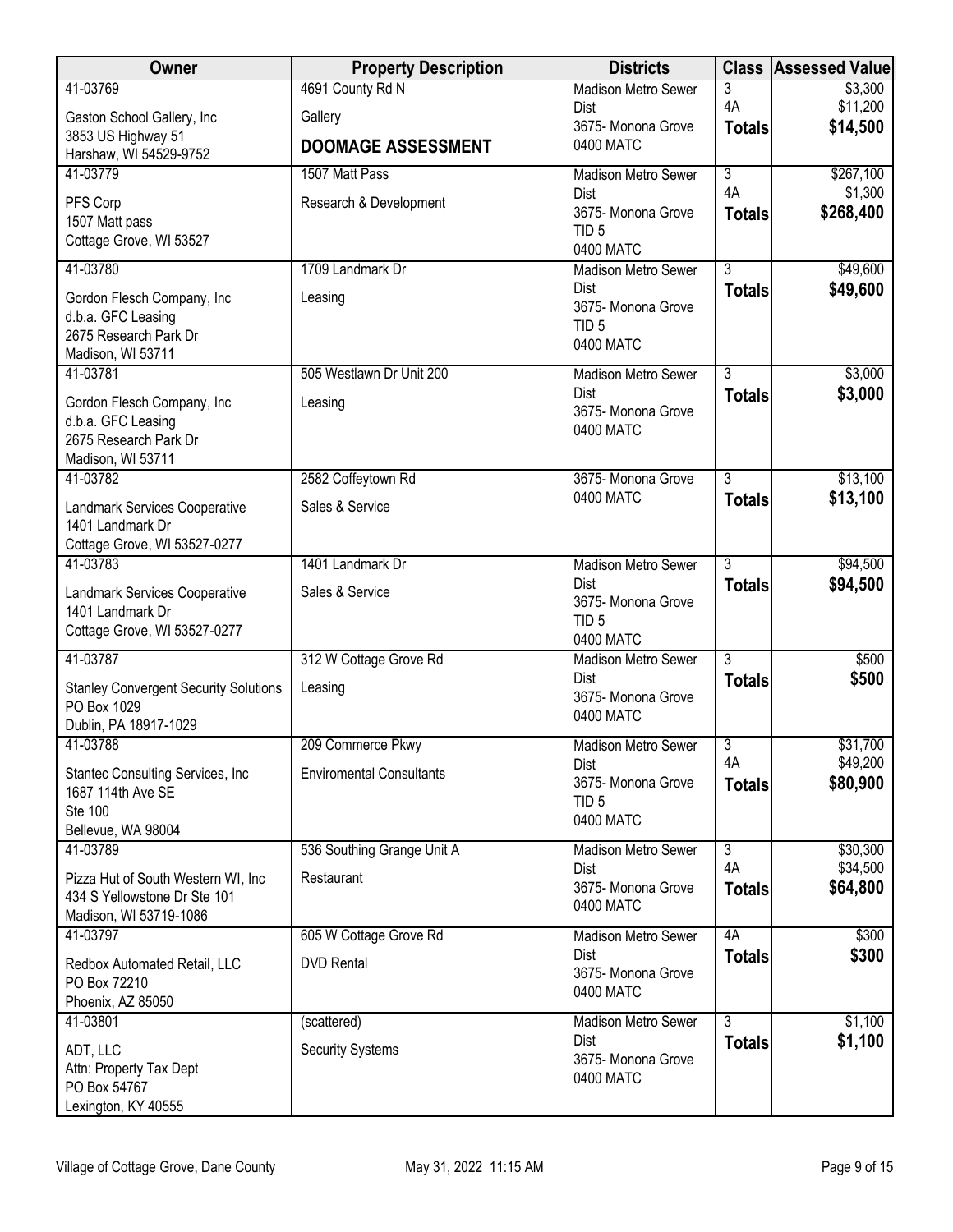| Owner | Property Description | Districts | Class | Assessed Value |
|---|---|---|---|---|
| 41-03769<br>Gaston School Gallery, Inc<br>3853 US Highway 51<br>Harshaw, WI 54529-9752 | 4691 County Rd N<br>Gallery<br>**DOOMAGE ASSESSMENT** | Madison Metro Sewer Dist<br>3675- Monona Grove<br>0400 MATC | 3<br>4A<br>**Totals** | $3,300<br>$11,200<br>**$14,500** |
| 41-03779<br>PFS Corp<br>1507 Matt pass<br>Cottage Grove, WI 53527 | 1507 Matt Pass<br>Research & Development | Madison Metro Sewer Dist<br>3675- Monona Grove<br>TID 5<br>0400 MATC | 3<br>4A<br>**Totals** | $267,100<br>$1,300<br>**$268,400** |
| 41-03780<br>Gordon Flesch Company, Inc<br>d.b.a. GFC Leasing<br>2675 Research Park Dr<br>Madison, WI 53711 | 1709 Landmark Dr<br>Leasing | Madison Metro Sewer Dist<br>3675- Monona Grove<br>TID 5<br>0400 MATC | 3<br>**Totals** | $49,600<br>**$49,600** |
| 41-03781<br>Gordon Flesch Company, Inc<br>d.b.a. GFC Leasing<br>2675 Research Park Dr<br>Madison, WI 53711 | 505 Westlawn Dr Unit 200<br>Leasing | Madison Metro Sewer Dist<br>3675- Monona Grove<br>0400 MATC | 3<br>**Totals** | $3,000<br>**$3,000** |
| 41-03782<br>Landmark Services Cooperative<br>1401 Landmark Dr<br>Cottage Grove, WI 53527-0277 | 2582 Coffeytown Rd<br>Sales & Service | 3675- Monona Grove<br>0400 MATC | 3<br>**Totals** | $13,100<br>**$13,100** |
| 41-03783<br>Landmark Services Cooperative<br>1401 Landmark Dr<br>Cottage Grove, WI 53527-0277 | 1401 Landmark Dr<br>Sales & Service | Madison Metro Sewer Dist<br>3675- Monona Grove<br>TID 5<br>0400 MATC | 3<br>**Totals** | $94,500<br>**$94,500** |
| 41-03787<br>Stanley Convergent Security Solutions<br>PO Box 1029<br>Dublin, PA 18917-1029 | 312 W Cottage Grove Rd<br>Leasing | Madison Metro Sewer Dist<br>3675- Monona Grove<br>0400 MATC | 3<br>**Totals** | $500<br>**$500** |
| 41-03788<br>Stantec Consulting Services, Inc<br>1687 114th Ave SE<br>Ste 100<br>Bellevue, WA 98004 | 209 Commerce Pkwy<br>Enviromental Consultants | Madison Metro Sewer Dist<br>3675- Monona Grove<br>TID 5<br>0400 MATC | 3<br>4A<br>**Totals** | $31,700<br>$49,200<br>**$80,900** |
| 41-03789<br>Pizza Hut of South Western WI, Inc<br>434 S Yellowstone Dr Ste 101<br>Madison, WI 53719-1086 | 536 Southing Grange Unit A<br>Restaurant | Madison Metro Sewer Dist<br>3675- Monona Grove<br>0400 MATC | 3<br>4A<br>**Totals** | $30,300<br>$34,500<br>**$64,800** |
| 41-03797<br>Redbox Automated Retail, LLC<br>PO Box 72210<br>Phoenix, AZ 85050 | 605 W Cottage Grove Rd<br>DVD Rental | Madison Metro Sewer Dist<br>3675- Monona Grove<br>0400 MATC | 4A<br>**Totals** | $300<br>**$300** |
| 41-03801<br>ADT, LLC<br>Attn: Property Tax Dept<br>PO Box 54767<br>Lexington, KY 40555 | (scattered)<br>Security Systems | Madison Metro Sewer Dist<br>3675- Monona Grove<br>0400 MATC | 3<br>**Totals** | $1,100<br>**$1,100** |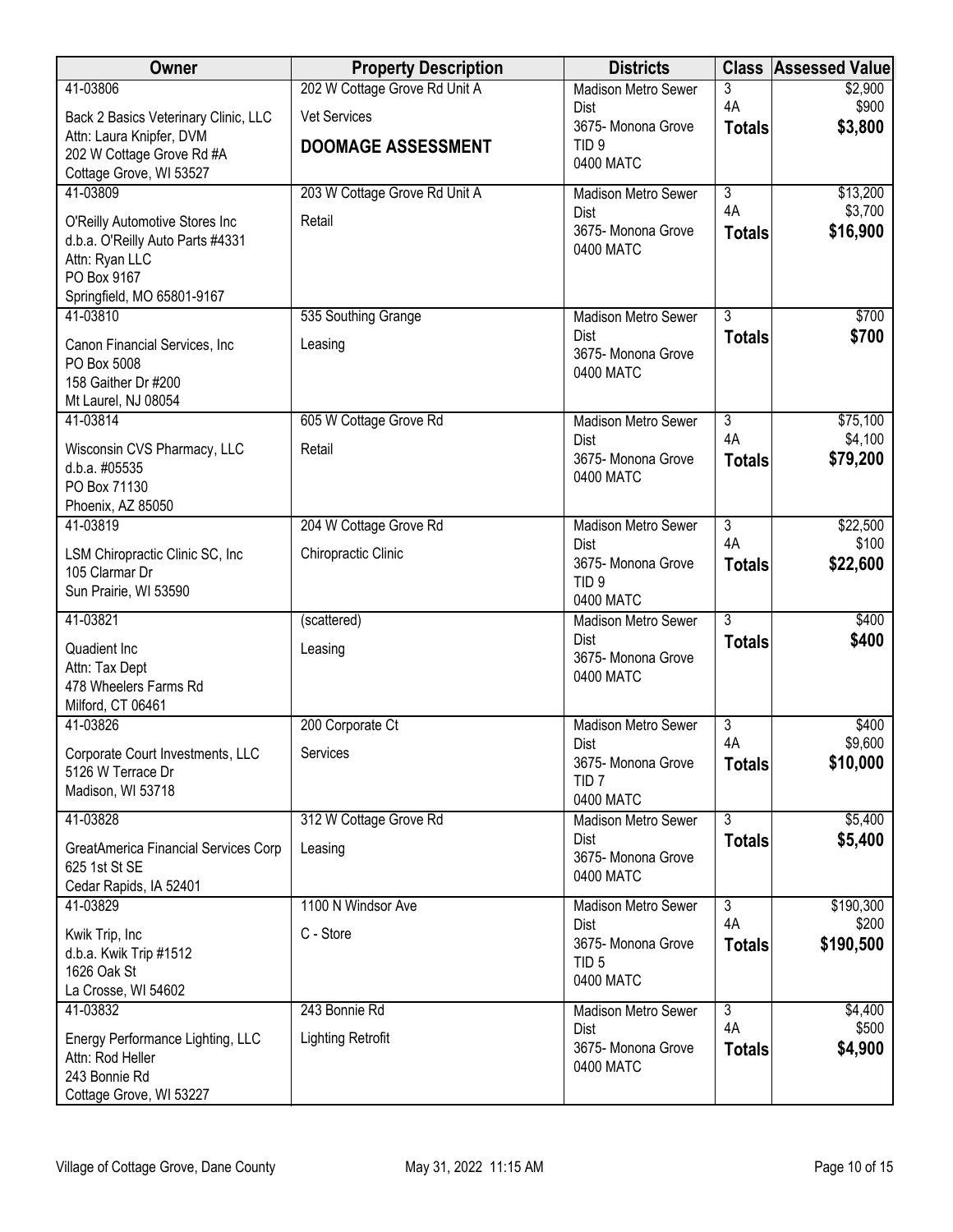| Owner | Property Description | Districts | Class | Assessed Value |
|---|---|---|---|---|
| 41-03806<br>Back 2 Basics Veterinary Clinic, LLC<br>Attn: Laura Knipfer, DVM<br>202 W Cottage Grove Rd #A<br>Cottage Grove, WI 53527 | 202 W Cottage Grove Rd Unit A<br>Vet Services<br>**DOOMAGE ASSESSMENT** | Madison Metro Sewer Dist<br>3675- Monona Grove<br>TID 9<br>0400 MATC | 3<br>4A<br>**Totals** | \$2,900<br>\$900<br>**\$3,800** |
| 41-03809<br>O'Reilly Automotive Stores Inc<br>d.b.a. O'Reilly Auto Parts #4331<br>Attn: Ryan LLC<br>PO Box 9167<br>Springfield, MO 65801-9167 | 203 W Cottage Grove Rd Unit A<br>Retail | Madison Metro Sewer Dist<br>3675- Monona Grove<br>0400 MATC | 3<br>4A<br>**Totals** | \$13,200<br>\$3,700<br>**\$16,900** |
| 41-03810<br>Canon Financial Services, Inc<br>PO Box 5008<br>158 Gaither Dr #200<br>Mt Laurel, NJ 08054 | 535 Southing Grange<br>Leasing | Madison Metro Sewer Dist<br>3675- Monona Grove<br>0400 MATC | 3<br>**Totals** | \$700<br>**\$700** |
| 41-03814<br>Wisconsin CVS Pharmacy, LLC<br>d.b.a. #05535<br>PO Box 71130<br>Phoenix, AZ 85050 | 605 W Cottage Grove Rd<br>Retail | Madison Metro Sewer Dist<br>3675- Monona Grove<br>0400 MATC | 3<br>4A<br>**Totals** | \$75,100<br>\$4,100<br>**\$79,200** |
| 41-03819<br>LSM Chiropractic Clinic SC, Inc<br>105 Clarmar Dr<br>Sun Prairie, WI 53590 | 204 W Cottage Grove Rd<br>Chiropractic Clinic | Madison Metro Sewer Dist<br>3675- Monona Grove<br>TID 9<br>0400 MATC | 3<br>4A<br>**Totals** | \$22,500<br>\$100<br>**\$22,600** |
| 41-03821<br>Quadient Inc<br>Attn: Tax Dept<br>478 Wheelers Farms Rd<br>Milford, CT 06461 | (scattered)<br>Leasing | Madison Metro Sewer Dist<br>3675- Monona Grove<br>0400 MATC | 3<br>**Totals** | \$400<br>**\$400** |
| 41-03826<br>Corporate Court Investments, LLC<br>5126 W Terrace Dr<br>Madison, WI 53718 | 200 Corporate Ct<br>Services | Madison Metro Sewer Dist<br>3675- Monona Grove<br>TID 7<br>0400 MATC | 3<br>4A<br>**Totals** | \$400<br>\$9,600<br>**\$10,000** |
| 41-03828<br>GreatAmerica Financial Services Corp<br>625 1st St SE<br>Cedar Rapids, IA 52401 | 312 W Cottage Grove Rd<br>Leasing | Madison Metro Sewer Dist<br>3675- Monona Grove<br>0400 MATC | 3<br>**Totals** | \$5,400<br>**\$5,400** |
| 41-03829<br>Kwik Trip, Inc<br>d.b.a. Kwik Trip #1512<br>1626 Oak St<br>La Crosse, WI 54602 | 1100 N Windsor Ave<br>C - Store | Madison Metro Sewer Dist<br>3675- Monona Grove<br>TID 5<br>0400 MATC | 3<br>4A<br>**Totals** | \$190,300<br>\$200<br>**\$190,500** |
| 41-03832<br>Energy Performance Lighting, LLC<br>Attn: Rod Heller<br>243 Bonnie Rd<br>Cottage Grove, WI 53227 | 243 Bonnie Rd<br>Lighting Retrofit | Madison Metro Sewer Dist<br>3675- Monona Grove<br>0400 MATC | 3<br>4A<br>**Totals** | \$4,400<br>\$500<br>**\$4,900** |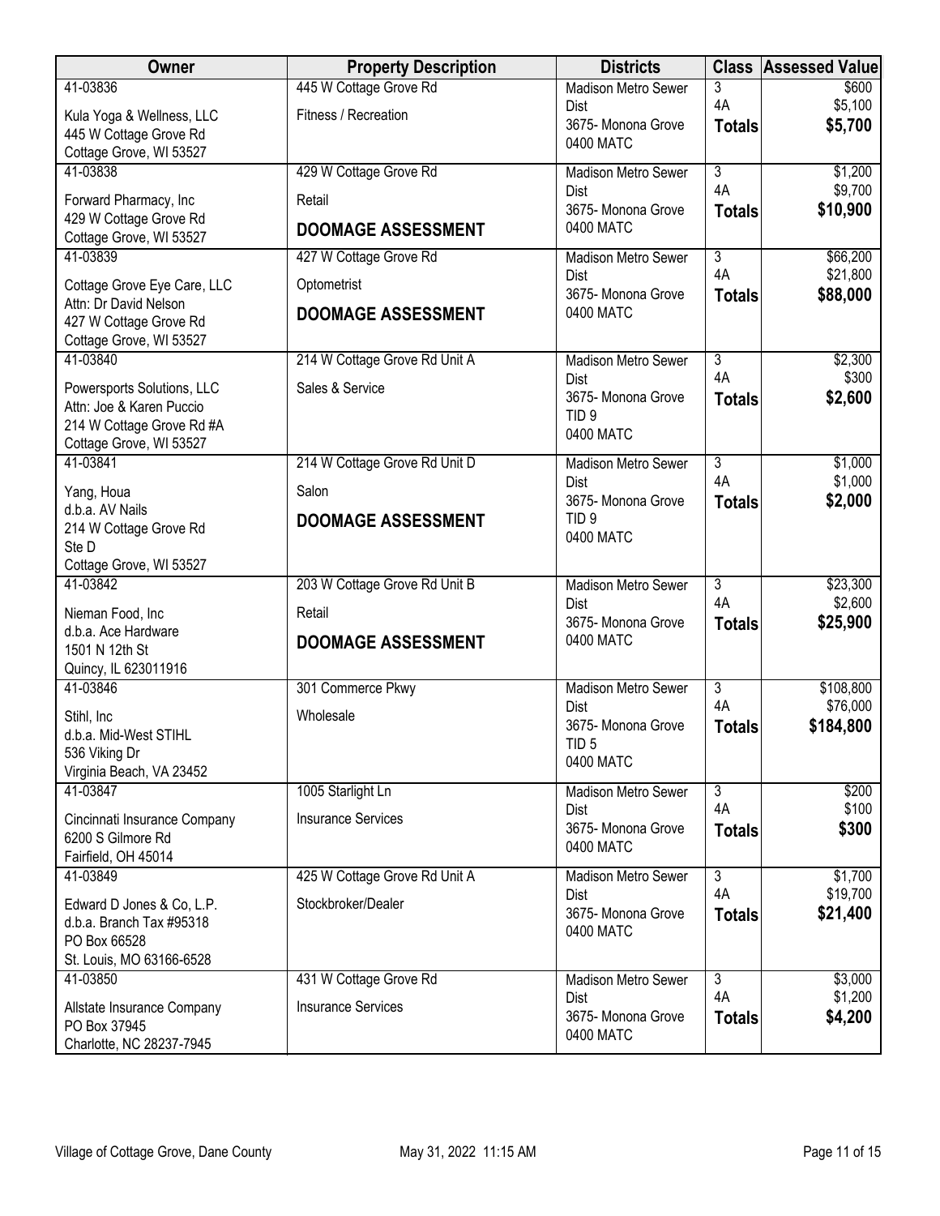| Owner | Property Description | Districts | Class | Assessed Value |
|---|---|---|---|---|
| 41-03836<br>Kula Yoga & Wellness, LLC<br>445 W Cottage Grove Rd<br>Cottage Grove, WI 53527 | 445 W Cottage Grove Rd<br>Fitness / Recreation | Madison Metro Sewer Dist<br>3675- Monona Grove<br>0400 MATC | 3<br>4A<br>**Totals** | $600<br>$5,100<br>**$5,700** |
| 41-03838<br>Forward Pharmacy, Inc<br>429 W Cottage Grove Rd<br>Cottage Grove, WI 53527 | 429 W Cottage Grove Rd<br>Retail<br>**DOOMAGE ASSESSMENT** | Madison Metro Sewer Dist<br>3675- Monona Grove<br>0400 MATC | 3<br>4A<br>**Totals** | $1,200<br>$9,700<br>**$10,900** |
| 41-03839<br>Cottage Grove Eye Care, LLC<br>Attn: Dr David Nelson<br>427 W Cottage Grove Rd<br>Cottage Grove, WI 53527 | 427 W Cottage Grove Rd<br>Optometrist<br>**DOOMAGE ASSESSMENT** | Madison Metro Sewer Dist<br>3675- Monona Grove<br>0400 MATC | 3<br>4A<br>**Totals** | $66,200<br>$21,800<br>**$88,000** |
| 41-03840<br>Powersports Solutions, LLC<br>Attn: Joe & Karen Puccio<br>214 W Cottage Grove Rd #A<br>Cottage Grove, WI 53527 | 214 W Cottage Grove Rd Unit A<br>Sales & Service | Madison Metro Sewer Dist<br>3675- Monona Grove<br>TID 9<br>0400 MATC | 3<br>4A<br>**Totals** | $2,300<br>$300<br>**$2,600** |
| 41-03841<br>Yang, Houa<br>d.b.a. AV Nails<br>214 W Cottage Grove Rd<br>Ste D<br>Cottage Grove, WI 53527 | 214 W Cottage Grove Rd Unit D<br>Salon<br>**DOOMAGE ASSESSMENT** | Madison Metro Sewer Dist<br>3675- Monona Grove<br>TID 9<br>0400 MATC | 3<br>4A<br>**Totals** | $1,000<br>$1,000<br>**$2,000** |
| 41-03842<br>Nieman Food, Inc<br>d.b.a. Ace Hardware<br>1501 N 12th St<br>Quincy, IL 623011916 | 203 W Cottage Grove Rd Unit B<br>Retail<br>**DOOMAGE ASSESSMENT** | Madison Metro Sewer Dist<br>3675- Monona Grove<br>0400 MATC | 3<br>4A<br>**Totals** | $23,300<br>$2,600<br>**$25,900** |
| 41-03846<br>Stihl, Inc<br>d.b.a. Mid-West STIHL<br>536 Viking Dr<br>Virginia Beach, VA 23452 | 301 Commerce Pkwy<br>Wholesale | Madison Metro Sewer Dist<br>3675- Monona Grove<br>TID 5<br>0400 MATC | 3<br>4A<br>**Totals** | $108,800<br>$76,000<br>**$184,800** |
| 41-03847<br>Cincinnati Insurance Company<br>6200 S Gilmore Rd<br>Fairfield, OH 45014 | 1005 Starlight Ln<br>Insurance Services | Madison Metro Sewer Dist<br>3675- Monona Grove<br>0400 MATC | 3<br>4A<br>**Totals** | $200<br>$100<br>**$300** |
| 41-03849<br>Edward D Jones & Co, L.P.<br>d.b.a. Branch Tax #95318<br>PO Box 66528<br>St. Louis, MO 63166-6528 | 425 W Cottage Grove Rd Unit A<br>Stockbroker/Dealer | Madison Metro Sewer Dist<br>3675- Monona Grove<br>0400 MATC | 3<br>4A<br>**Totals** | $1,700<br>$19,700<br>**$21,400** |
| 41-03850<br>Allstate Insurance Company<br>PO Box 37945<br>Charlotte, NC 28237-7945 | 431 W Cottage Grove Rd<br>Insurance Services | Madison Metro Sewer Dist<br>3675- Monona Grove<br>0400 MATC | 3<br>4A<br>**Totals** | $3,000<br>$1,200<br>**$4,200** |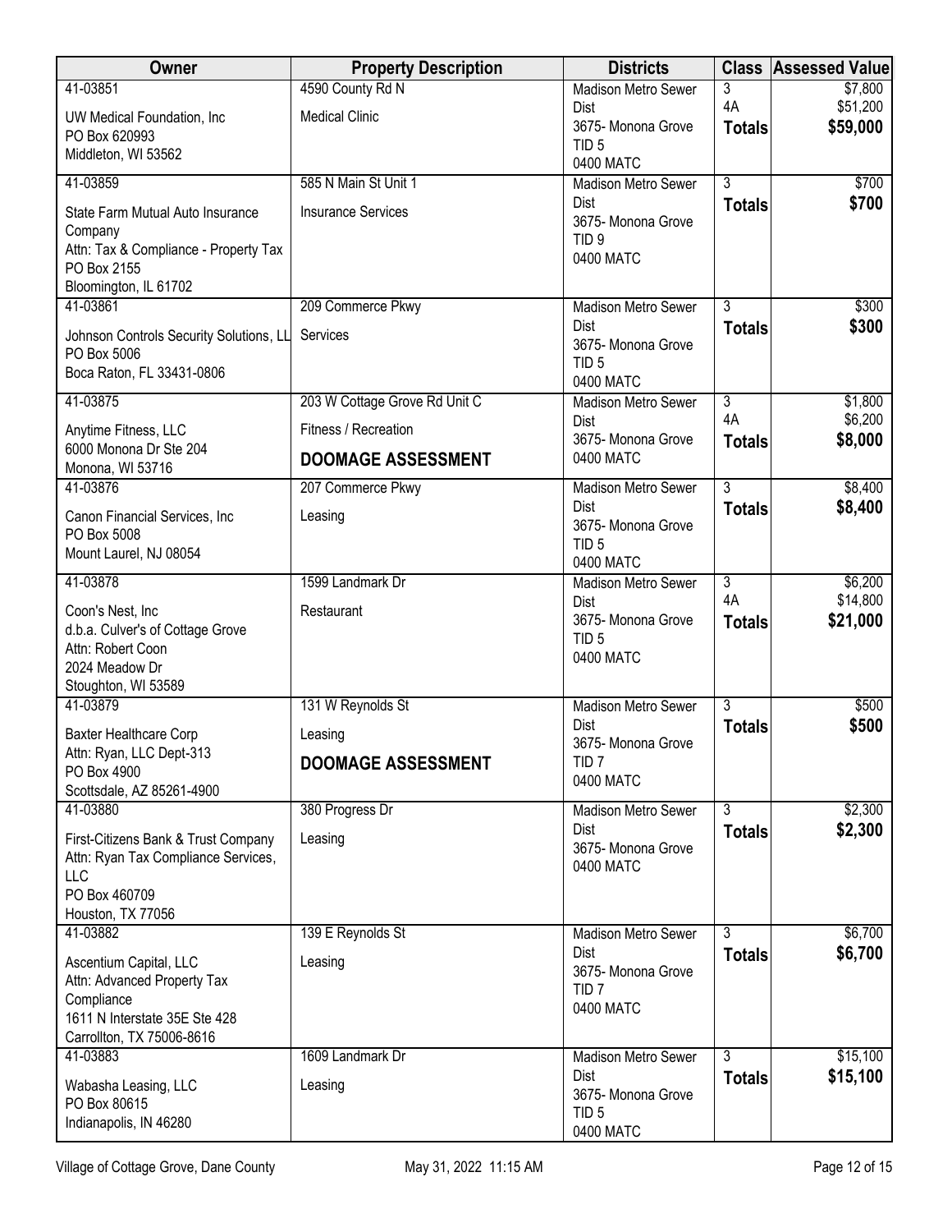| Owner | Property Description | Districts | Class | Assessed Value |
|---|---|---|---|---|
| 41-03851<br>UW Medical Foundation, Inc<br>PO Box 620993<br>Middleton, WI 53562 | 4590 County Rd N<br>Medical Clinic | Madison Metro Sewer Dist<br>3675- Monona Grove<br>TID 5<br>0400 MATC | 3<br>4A<br>**Totals** | $7,800<br>$51,200<br>**$59,000** |
| 41-03859<br>State Farm Mutual Auto Insurance Company<br>Attn: Tax & Compliance - Property Tax<br>PO Box 2155<br>Bloomington, IL 61702 | 585 N Main St Unit 1<br>Insurance Services | Madison Metro Sewer Dist<br>3675- Monona Grove<br>TID 9<br>0400 MATC | 3<br>**Totals** | $700<br>**$700** |
| 41-03861<br>Johnson Controls Security Solutions, LL<br>PO Box 5006<br>Boca Raton, FL 33431-0806 | 209 Commerce Pkwy<br>Services | Madison Metro Sewer Dist<br>3675- Monona Grove<br>TID 5<br>0400 MATC | 3<br>**Totals** | $300<br>**$300** |
| 41-03875<br>Anytime Fitness, LLC<br>6000 Monona Dr Ste 204<br>Monona, WI 53716 | 203 W Cottage Grove Rd Unit C<br>Fitness / Recreation<br>**DOOMAGE ASSESSMENT** | Madison Metro Sewer Dist<br>3675- Monona Grove<br>0400 MATC | 3<br>4A<br>**Totals** | $1,800<br>$6,200<br>**$8,000** |
| 41-03876<br>Canon Financial Services, Inc<br>PO Box 5008<br>Mount Laurel, NJ 08054 | 207 Commerce Pkwy<br>Leasing | Madison Metro Sewer Dist<br>3675- Monona Grove<br>TID 5<br>0400 MATC | 3<br>**Totals** | $8,400<br>**$8,400** |
| 41-03878<br>Coon's Nest, Inc<br>d.b.a. Culver's of Cottage Grove<br>Attn: Robert Coon<br>2024 Meadow Dr<br>Stoughton, WI 53589 | 1599 Landmark Dr<br>Restaurant | Madison Metro Sewer Dist<br>3675- Monona Grove<br>TID 5<br>0400 MATC | 3<br>4A<br>**Totals** | $6,200<br>$14,800<br>**$21,000** |
| 41-03879<br>Baxter Healthcare Corp<br>Attn: Ryan, LLC Dept-313<br>PO Box 4900<br>Scottsdale, AZ 85261-4900 | 131 W Reynolds St<br>Leasing<br>**DOOMAGE ASSESSMENT** | Madison Metro Sewer Dist<br>3675- Monona Grove<br>TID 7<br>0400 MATC | 3<br>**Totals** | $500<br>**$500** |
| 41-03880<br>First-Citizens Bank & Trust Company<br>Attn: Ryan Tax Compliance Services, LLC<br>PO Box 460709<br>Houston, TX 77056 | 380 Progress Dr<br>Leasing | Madison Metro Sewer Dist<br>3675- Monona Grove<br>0400 MATC | 3<br>**Totals** | $2,300<br>**$2,300** |
| 41-03882<br>Ascentium Capital, LLC<br>Attn: Advanced Property Tax Compliance<br>1611 N Interstate 35E Ste 428<br>Carrollton, TX 75006-8616 | 139 E Reynolds St<br>Leasing | Madison Metro Sewer Dist<br>3675- Monona Grove<br>TID 7<br>0400 MATC | 3<br>**Totals** | $6,700<br>**$6,700** |
| 41-03883<br>Wabasha Leasing, LLC<br>PO Box 80615<br>Indianapolis, IN 46280 | 1609 Landmark Dr<br>Leasing | Madison Metro Sewer Dist<br>3675- Monona Grove<br>TID 5<br>0400 MATC | 3<br>**Totals** | $15,100<br>**$15,100** |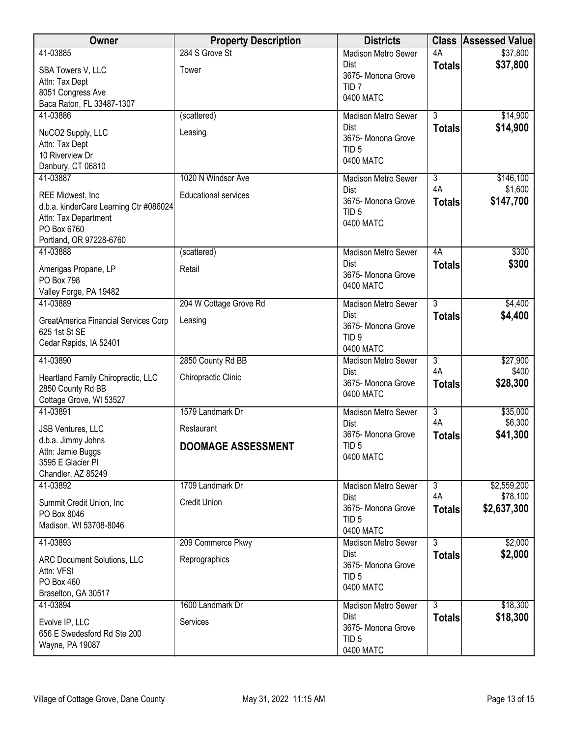| Owner | Property Description | Districts | Class | Assessed Value |
|---|---|---|---|---|
| 41-03885<br>SBA Towers V, LLC<br>Attn: Tax Dept<br>8051 Congress Ave<br>Baca Raton, FL 33487-1307 | 284 S Grove St<br>Tower | Madison Metro Sewer Dist<br>3675- Monona Grove<br>TID 7<br>0400 MATC | 4A<br>**Totals** | $37,800<br>**$37,800** |
| 41-03886<br>NuCO2 Supply, LLC<br>Attn: Tax Dept<br>10 Riverview Dr<br>Danbury, CT 06810 | (scattered)<br>Leasing | Madison Metro Sewer Dist<br>3675- Monona Grove<br>TID 5<br>0400 MATC | 3<br>**Totals** | $14,900<br>**$14,900** |
| 41-03887<br>REE Midwest, Inc<br>d.b.a. kinderCare Learning Ctr #086024<br>Attn: Tax Department<br>PO Box 6760<br>Portland, OR 97228-6760 | 1020 N Windsor Ave<br>Educational services | Madison Metro Sewer Dist<br>3675- Monona Grove<br>TID 5<br>0400 MATC | 3<br>4A<br>**Totals** | $146,100<br>$1,600<br>**$147,700** |
| 41-03888<br>Amerigas Propane, LP<br>PO Box 798<br>Valley Forge, PA 19482 | (scattered)<br>Retail | Madison Metro Sewer Dist<br>3675- Monona Grove<br>0400 MATC | 4A<br>**Totals** | $300<br>**$300** |
| 41-03889<br>GreatAmerica Financial Services Corp<br>625 1st St SE<br>Cedar Rapids, IA 52401 | 204 W Cottage Grove Rd<br>Leasing | Madison Metro Sewer Dist<br>3675- Monona Grove<br>TID 9<br>0400 MATC | 3<br>**Totals** | $4,400<br>**$4,400** |
| 41-03890<br>Heartland Family Chiropractic, LLC<br>2850 County Rd BB<br>Cottage Grove, WI 53527 | 2850 County Rd BB<br>Chiropractic Clinic | Madison Metro Sewer Dist<br>3675- Monona Grove<br>0400 MATC | 3<br>4A<br>**Totals** | $27,900<br>$400<br>**$28,300** |
| 41-03891<br>JSB Ventures, LLC<br>d.b.a. Jimmy Johns<br>Attn: Jamie Buggs<br>3595 E Glacier Pl<br>Chandler, AZ 85249 | 1579 Landmark Dr<br>Restaurant<br>**DOOMAGE ASSESSMENT** | Madison Metro Sewer Dist<br>3675- Monona Grove<br>TID 5<br>0400 MATC | 3<br>4A<br>**Totals** | $35,000<br>$6,300<br>**$41,300** |
| 41-03892<br>Summit Credit Union, Inc<br>PO Box 8046<br>Madison, WI 53708-8046 | 1709 Landmark Dr<br>Credit Union | Madison Metro Sewer Dist<br>3675- Monona Grove<br>TID 5<br>0400 MATC | 3<br>4A<br>**Totals** | $2,559,200<br>$78,100<br>**$2,637,300** |
| 41-03893<br>ARC Document Solutions, LLC<br>Attn: VFSI<br>PO Box 460<br>Braselton, GA 30517 | 209 Commerce Pkwy<br>Reprographics | Madison Metro Sewer Dist<br>3675- Monona Grove<br>TID 5<br>0400 MATC | 3<br>**Totals** | $2,000<br>**$2,000** |
| 41-03894<br>Evolve IP, LLC<br>656 E Swedesford Rd Ste 200<br>Wayne, PA 19087 | 1600 Landmark Dr<br>Services | Madison Metro Sewer Dist<br>3675- Monona Grove<br>TID 5<br>0400 MATC | 3<br>**Totals** | $18,300<br>**$18,300** |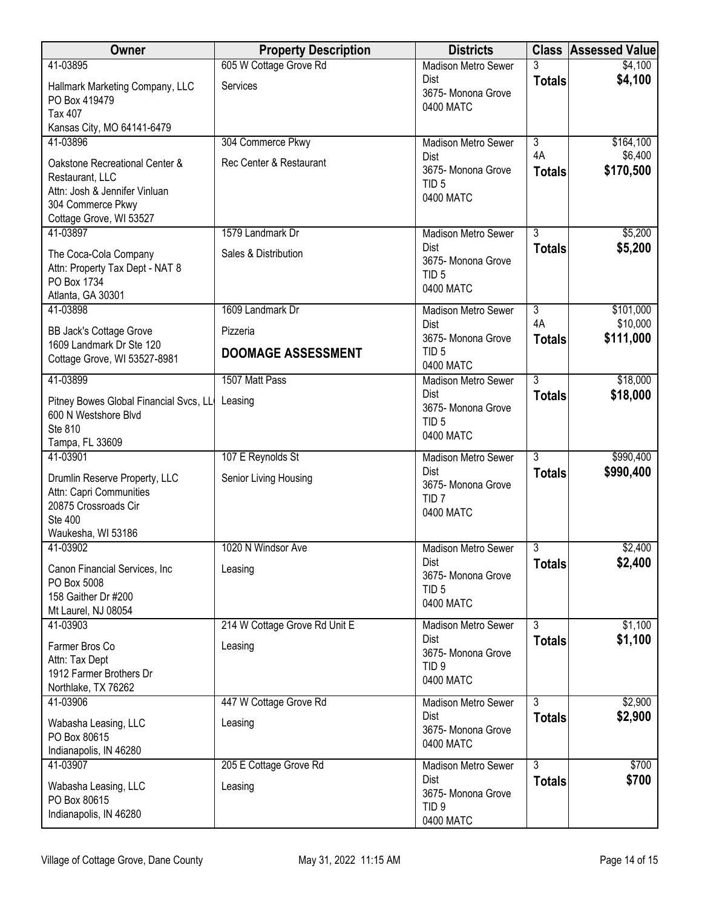| Owner | Property Description | Districts | Class | Assessed Value |
| --- | --- | --- | --- | --- |
| 41-03895<br>Hallmark Marketing Company, LLC<br>PO Box 419479<br>Tax 407<br>Kansas City, MO 64141-6479 | 605 W Cottage Grove Rd<br>Services | Madison Metro Sewer Dist<br>3675- Monona Grove<br>0400 MATC | 3<br>**Totals** | $4,100<br>**$4,100** |
| 41-03896<br>Oakstone Recreational Center & Restaurant, LLC<br>Attn: Josh & Jennifer Vinluan<br>304 Commerce Pkwy<br>Cottage Grove, WI 53527 | 304 Commerce Pkwy<br>Rec Center & Restaurant | Madison Metro Sewer Dist<br>3675- Monona Grove<br>TID 5<br>0400 MATC | 3<br>4A<br>**Totals** | $164,100<br>$6,400<br>**$170,500** |
| 41-03897<br>The Coca-Cola Company<br>Attn: Property Tax Dept - NAT 8<br>PO Box 1734<br>Atlanta, GA 30301 | 1579 Landmark Dr<br>Sales & Distribution | Madison Metro Sewer Dist<br>3675- Monona Grove<br>TID 5<br>0400 MATC | 3<br>**Totals** | $5,200<br>**$5,200** |
| 41-03898<br>BB Jack's Cottage Grove<br>1609 Landmark Dr Ste 120<br>Cottage Grove, WI 53527-8981 | 1609 Landmark Dr<br>Pizzeria<br>**DOOMAGE ASSESSMENT** | Madison Metro Sewer Dist<br>3675- Monona Grove<br>TID 5<br>0400 MATC | 3<br>4A<br>**Totals** | $101,000<br>$10,000<br>**$111,000** |
| 41-03899<br>Pitney Bowes Global Financial Svcs, LL<br>600 N Westshore Blvd<br>Ste 810<br>Tampa, FL 33609 | 1507 Matt Pass<br>Leasing | Madison Metro Sewer Dist<br>3675- Monona Grove<br>TID 5<br>0400 MATC | 3<br>**Totals** | $18,000<br>**$18,000** |
| 41-03901<br>Drumlin Reserve Property, LLC<br>Attn: Capri Communities<br>20875 Crossroads Cir<br>Ste 400<br>Waukesha, WI 53186 | 107 E Reynolds St<br>Senior Living Housing | Madison Metro Sewer Dist<br>3675- Monona Grove<br>TID 7<br>0400 MATC | 3<br>**Totals** | $990,400<br>**$990,400** |
| 41-03902<br>Canon Financial Services, Inc<br>PO Box 5008<br>158 Gaither Dr #200<br>Mt Laurel, NJ 08054 | 1020 N Windsor Ave<br>Leasing | Madison Metro Sewer Dist<br>3675- Monona Grove<br>TID 5<br>0400 MATC | 3<br>**Totals** | $2,400<br>**$2,400** |
| 41-03903<br>Farmer Bros Co<br>Attn: Tax Dept<br>1912 Farmer Brothers Dr<br>Northlake, TX 76262 | 214 W Cottage Grove Rd Unit E<br>Leasing | Madison Metro Sewer Dist<br>3675- Monona Grove<br>TID 9<br>0400 MATC | 3<br>**Totals** | $1,100<br>**$1,100** |
| 41-03906<br>Wabasha Leasing, LLC<br>PO Box 80615<br>Indianapolis, IN 46280 | 447 W Cottage Grove Rd<br>Leasing | Madison Metro Sewer Dist<br>3675- Monona Grove<br>0400 MATC | 3<br>**Totals** | $2,900<br>**$2,900** |
| 41-03907<br>Wabasha Leasing, LLC<br>PO Box 80615<br>Indianapolis, IN 46280 | 205 E Cottage Grove Rd<br>Leasing | Madison Metro Sewer Dist<br>3675- Monona Grove<br>TID 9<br>0400 MATC | 3<br>**Totals** | $700<br>**$700** |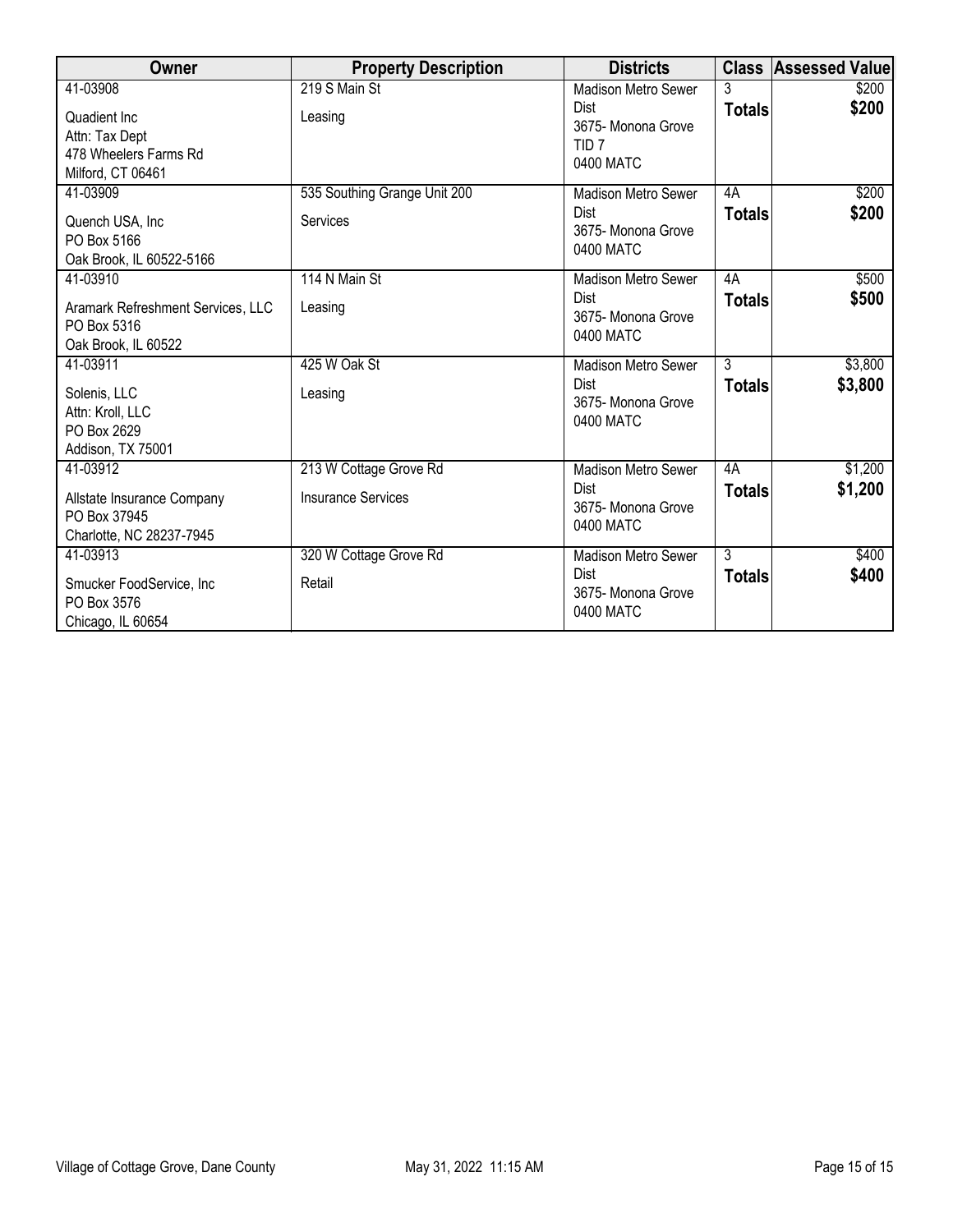| Owner | Property Description | Districts | Class | Assessed Value |
|---|---|---|---|---|
| 41-03908<br>Quadient Inc<br>Attn: Tax Dept<br>478 Wheelers Farms Rd<br>Milford, CT 06461 | 219 S Main St<br>Leasing | Madison Metro Sewer Dist<br>3675- Monona Grove<br>TID 7<br>0400 MATC | 3<br>**Totals** | $200<br>**$200** |
| 41-03909<br>Quench USA, Inc<br>PO Box 5166<br>Oak Brook, IL 60522-5166 | 535 Southing Grange Unit 200<br>Services | Madison Metro Sewer Dist<br>3675- Monona Grove<br>0400 MATC | 4A<br>**Totals** | $200<br>**$200** |
| 41-03910<br>Aramark Refreshment Services, LLC<br>PO Box 5316<br>Oak Brook, IL 60522 | 114 N Main St<br>Leasing | Madison Metro Sewer Dist<br>3675- Monona Grove<br>0400 MATC | 4A<br>**Totals** | $500<br>**$500** |
| 41-03911<br>Solenis, LLC<br>Attn: Kroll, LLC<br>PO Box 2629<br>Addison, TX 75001 | 425 W Oak St<br>Leasing | Madison Metro Sewer Dist<br>3675- Monona Grove<br>0400 MATC | 3<br>**Totals** | $3,800<br>**$3,800** |
| 41-03912<br>Allstate Insurance Company<br>PO Box 37945<br>Charlotte, NC 28237-7945 | 213 W Cottage Grove Rd<br>Insurance Services | Madison Metro Sewer Dist<br>3675- Monona Grove<br>0400 MATC | 4A<br>**Totals** | $1,200<br>**$1,200** |
| 41-03913<br>Smucker FoodService, Inc<br>PO Box 3576<br>Chicago, IL 60654 | 320 W Cottage Grove Rd<br>Retail | Madison Metro Sewer Dist<br>3675- Monona Grove<br>0400 MATC | 3<br>**Totals** | $400<br>**$400** |